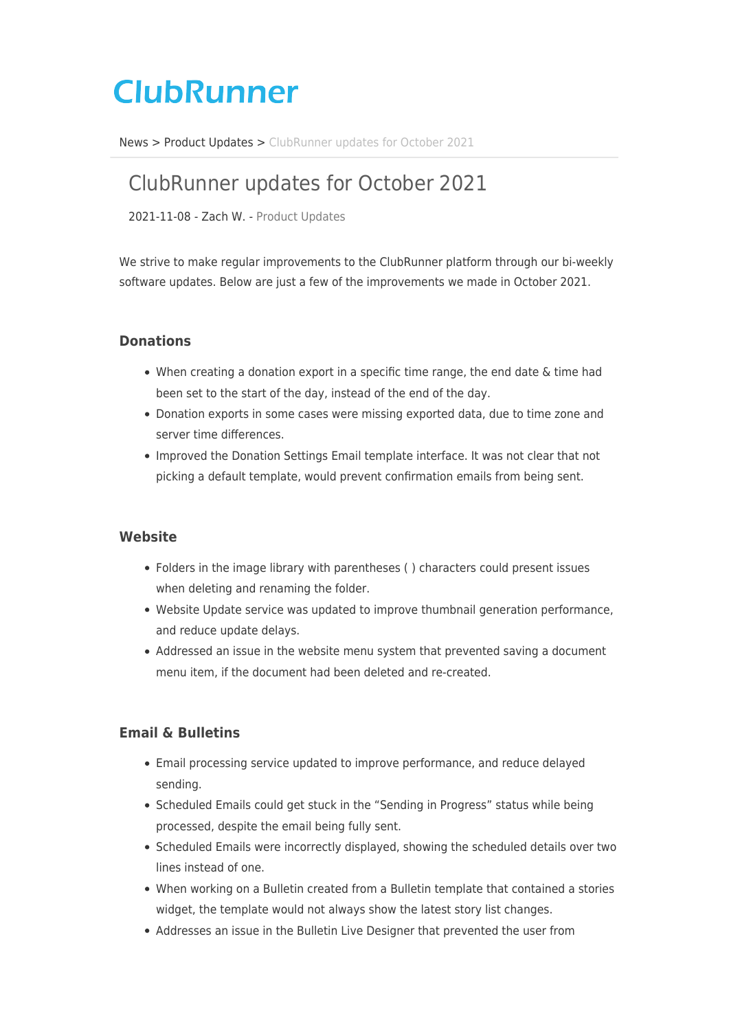# ClubRunner

News > Product Updates > ClubRunner updates for October 2021

## ClubRunner updates for October 2021

2021-11-08 - Zach W. - Product Updates

We strive to make regular improvements to the ClubRunner platform through our bi-weekly software updates. Below are just a few of the improvements we made in October 2021.

### Donations

- When creating a donation export in a specific time range, the end date & time had been set to the start of the day, instead of the end of the day.
- Donation exports in some cases were missing exported data, due to time zone and server time differences.
- Improved the Donation Settings Email template interface. It was not clear that not picking a default template, would prevent confirmation emails from being sent.

### Website

- Folders in the image library with parentheses ( ) characters could present issues when deleting and renaming the folder.
- Website Update service was updated to improve thumbnail generation performance, and reduce update delays.
- Addressed an issue in the website menu system that prevented saving a document menu item, if the document had been deleted and re-created.

### Email & Bulletins

- Email processing service updated to improve performance, and reduce delayed sending.
- Scheduled Emails could get stuck in the "Sending in Progress" status while being processed, despite the email being fully sent.
- Scheduled Emails were incorrectly displayed, showing the scheduled details over two lines instead of one.
- When working on a Bulletin created from a Bulletin template that contained a stories widget, the template would not always show the latest story list changes.
- Addresses an issue in the Bulletin Live Designer that prevented the user from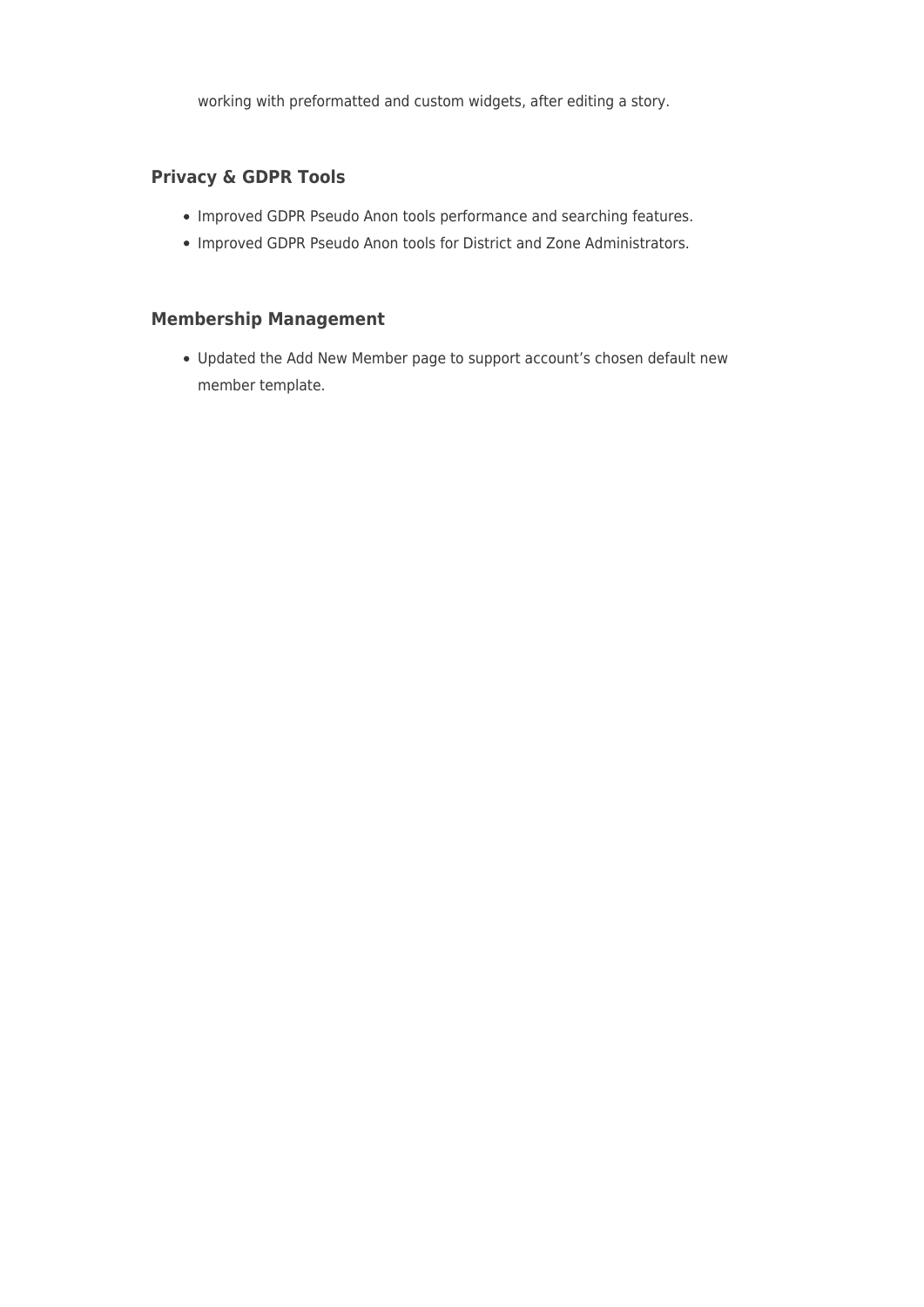working with preformatted and custom widgets, after editing a story.

### Privacy & GDPR Tools

- Improved GDPR Pseudo Anon tools performance and searching features.
- Improved GDPR Pseudo Anon tools for District and Zone Administrators.

### Membership Management

- Updated the Add New Member page to support account's chosen default new member template.